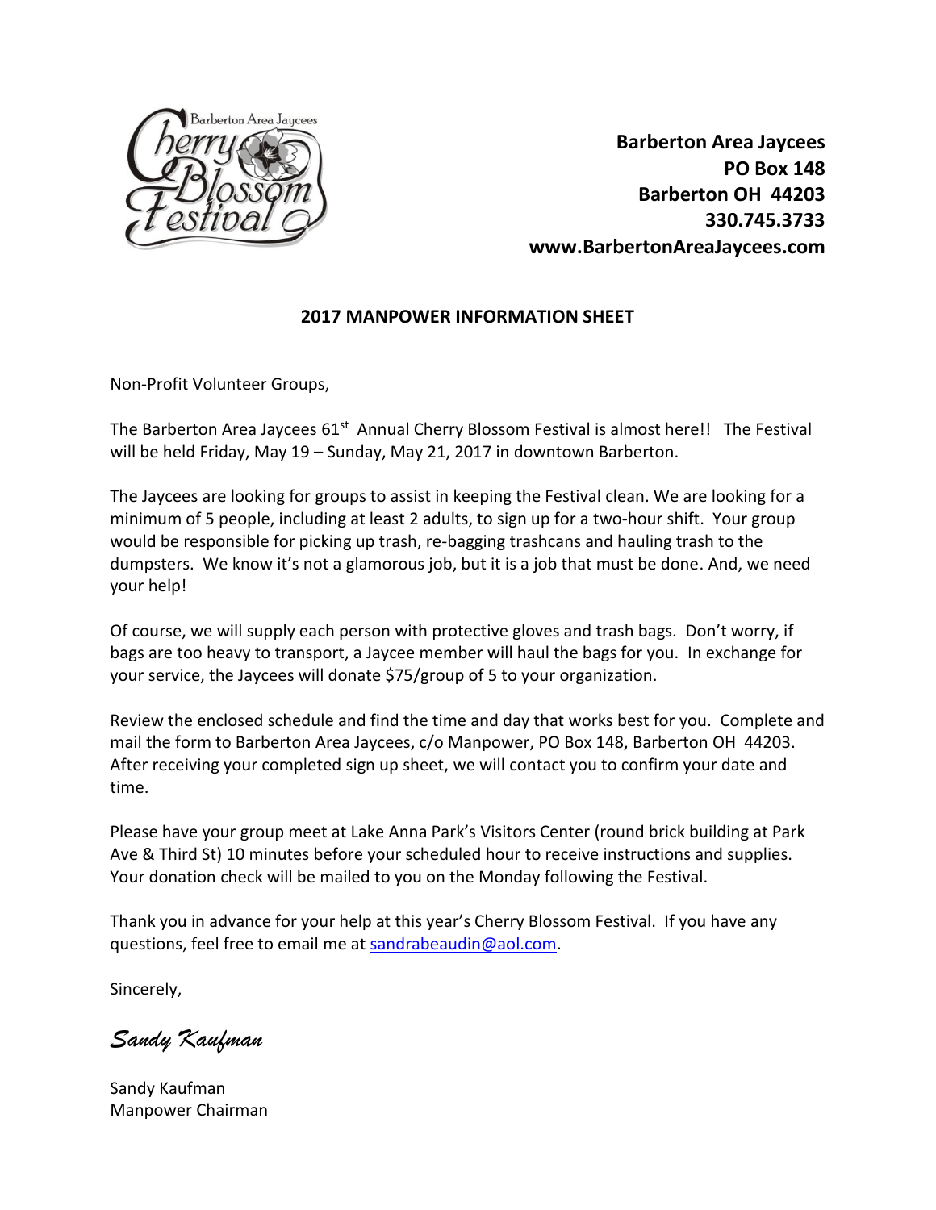**Barberton Area Jaycees**
**PO Box 148**
**Barberton OH 44203**
**330.745.3733**
**www.BarbertonAreaJaycees.com**

## 2017 MANPOWER INFORMATION SHEET

Non-Profit Volunteer Groups,

The Barberton Area Jaycees 61st Annual Cherry Blossom Festival is almost here!! The Festival will be held Friday, May 19 – Sunday, May 21, 2017 in downtown Barberton.

The Jaycees are looking for groups to assist in keeping the Festival clean. We are looking for a minimum of 5 people, including at least 2 adults, to sign up for a two-hour shift. Your group would be responsible for picking up trash, re-bagging trashcans and hauling trash to the dumpsters. We know it's not a glamorous job, but it is a job that must be done. And, we need your help!

Of course, we will supply each person with protective gloves and trash bags. Don't worry, if bags are too heavy to transport, a Jaycee member will haul the bags for you. In exchange for your service, the Jaycees will donate $75/group of 5 to your organization.

Review the enclosed schedule and find the time and day that works best for you. Complete and mail the form to Barberton Area Jaycees, c/o Manpower, PO Box 148, Barberton OH 44203. After receiving your completed sign up sheet, we will contact you to confirm your date and time.

Please have your group meet at Lake Anna Park's Visitors Center (round brick building at Park Ave & Third St) 10 minutes before your scheduled hour to receive instructions and supplies. Your donation check will be mailed to you on the Monday following the Festival.

Thank you in advance for your help at this year's Cherry Blossom Festival. If you have any questions, feel free to email me at sandrabeaudin@aol.com.

Sincerely,

*Sandy Kaufman*

Sandy Kaufman
Manpower Chairman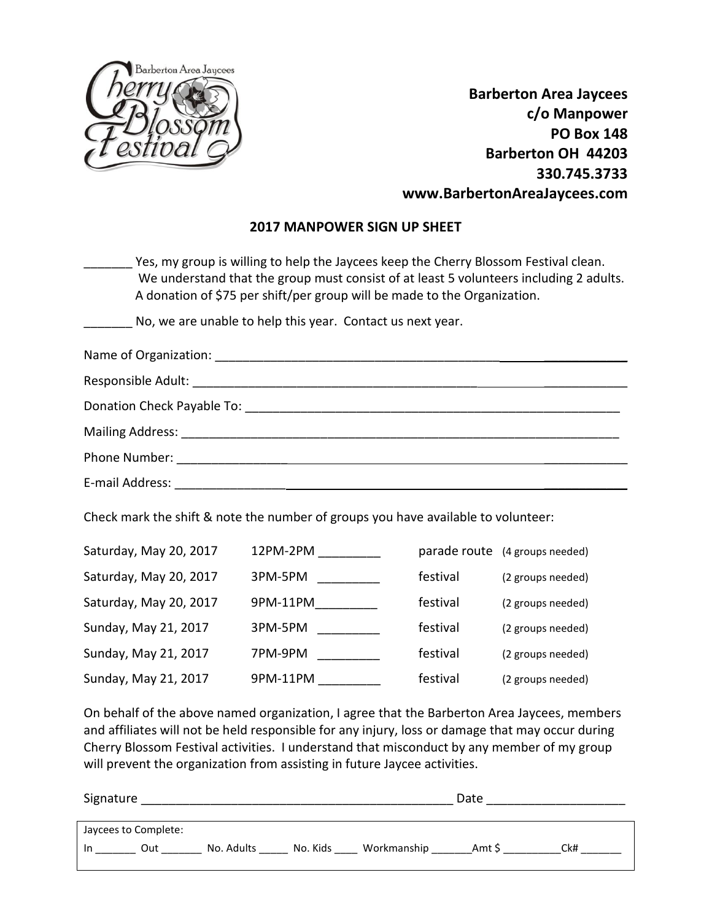Barberton Area Jaycees Cherry Blossom Festival

**Barberton Area Jaycees**
**c/o Manpower**
**PO Box 148**
**Barberton OH 44203**
**330.745.3733**
**www.BarbertonAreaJaycees.com**

## 2017 MANPOWER SIGN UP SHEET

_______ Yes, my group is willing to help the Jaycees keep the Cherry Blossom Festival clean. We understand that the group must consist of at least 5 volunteers including 2 adults. A donation of $75 per shift/per group will be made to the Organization.

_______ No, we are unable to help this year. Contact us next year.

Name of Organization: ______________________________________________________

Responsible Adult: ______________________________________________________

Donation Check Payable To: ______________________________________________________

Mailing Address: ______________________________________________________

Phone Number: ______________________________________________________

E-mail Address: ______________________________________________________

Check mark the shift & note the number of groups you have available to volunteer:

| | | | | |
|---|---|---|---|---|
| Saturday, May 20, 2017 | 12PM-2PM _________ | | parade route | (4 groups needed) |
| Saturday, May 20, 2017 | 3PM-5PM _________ | | festival | (2 groups needed) |
| Saturday, May 20, 2017 | 9PM-11PM_________ | | festival | (2 groups needed) |
| Sunday, May 21, 2017 | 3PM-5PM _________ | | festival | (2 groups needed) |
| Sunday, May 21, 2017 | 7PM-9PM _________ | | festival | (2 groups needed) |
| Sunday, May 21, 2017 | 9PM-11PM _________ | | festival | (2 groups needed) |

On behalf of the above named organization, I agree that the Barberton Area Jaycees, members and affiliates will not be held responsible for any injury, loss or damage that may occur during Cherry Blossom Festival activities. I understand that misconduct by any member of my group will prevent the organization from assisting in future Jaycee activities.

Signature ______________________________________________ Date ____________________

Jaycees to Complete:
In _______ Out _______ No. Adults _____ No. Kids ____ Workmanship _______Amt $ __________Ck# _______